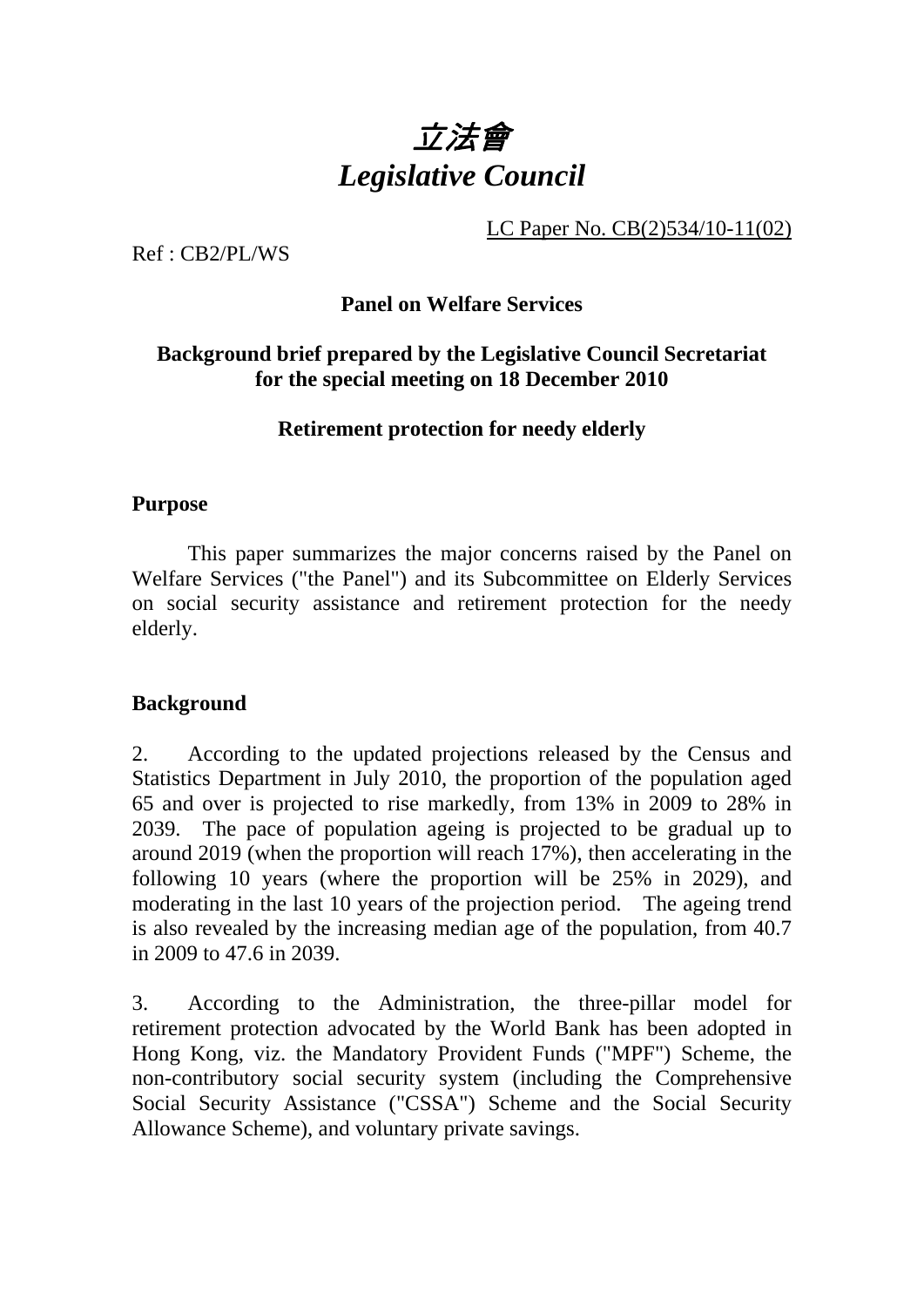# *立法會*
# *Legislative Council*

LC Paper No. CB(2)534/10-11(02)

Ref : CB2/PL/WS

**Panel on Welfare Services**

**Background brief prepared by the Legislative Council Secretariat for the special meeting on 18 December 2010**

**Retirement protection for needy elderly**

## Purpose

This paper summarizes the major concerns raised by the Panel on Welfare Services ("the Panel") and its Subcommittee on Elderly Services on social security assistance and retirement protection for the needy elderly.

## Background

2. According to the updated projections released by the Census and Statistics Department in July 2010, the proportion of the population aged 65 and over is projected to rise markedly, from 13% in 2009 to 28% in 2039. The pace of population ageing is projected to be gradual up to around 2019 (when the proportion will reach 17%), then accelerating in the following 10 years (where the proportion will be 25% in 2029), and moderating in the last 10 years of the projection period. The ageing trend is also revealed by the increasing median age of the population, from 40.7 in 2009 to 47.6 in 2039.

3. According to the Administration, the three-pillar model for retirement protection advocated by the World Bank has been adopted in Hong Kong, viz. the Mandatory Provident Funds ("MPF") Scheme, the non-contributory social security system (including the Comprehensive Social Security Assistance ("CSSA") Scheme and the Social Security Allowance Scheme), and voluntary private savings.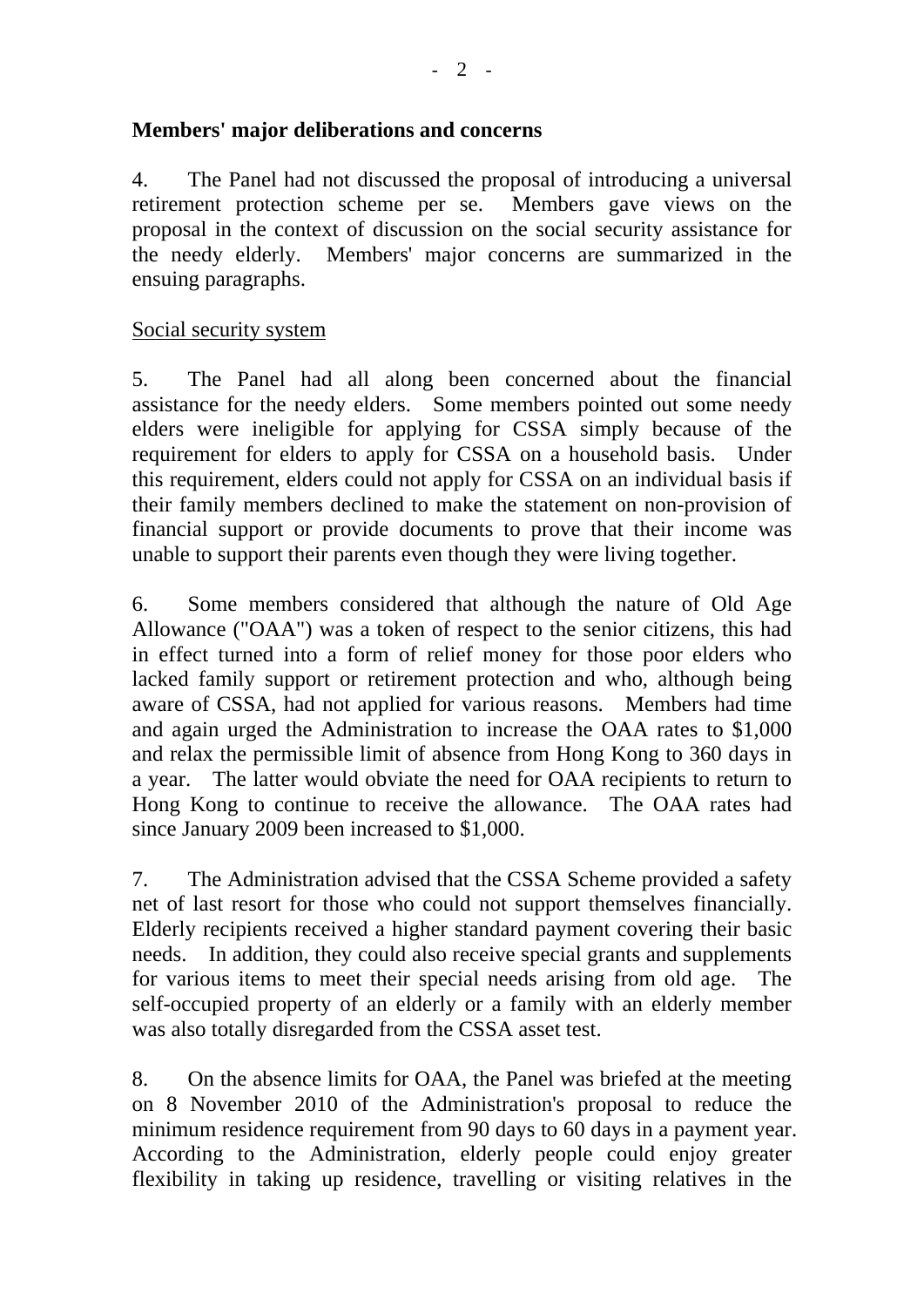**Members' major deliberations and concerns**

4. The Panel had not discussed the proposal of introducing a universal retirement protection scheme per se. Members gave views on the proposal in the context of discussion on the social security assistance for the needy elderly. Members' major concerns are summarized in the ensuing paragraphs.

Social security system

5. The Panel had all along been concerned about the financial assistance for the needy elders. Some members pointed out some needy elders were ineligible for applying for CSSA simply because of the requirement for elders to apply for CSSA on a household basis. Under this requirement, elders could not apply for CSSA on an individual basis if their family members declined to make the statement on non-provision of financial support or provide documents to prove that their income was unable to support their parents even though they were living together.

6. Some members considered that although the nature of Old Age Allowance ("OAA") was a token of respect to the senior citizens, this had in effect turned into a form of relief money for those poor elders who lacked family support or retirement protection and who, although being aware of CSSA, had not applied for various reasons. Members had time and again urged the Administration to increase the OAA rates to $1,000 and relax the permissible limit of absence from Hong Kong to 360 days in a year. The latter would obviate the need for OAA recipients to return to Hong Kong to continue to receive the allowance. The OAA rates had since January 2009 been increased to $1,000.

7. The Administration advised that the CSSA Scheme provided a safety net of last resort for those who could not support themselves financially. Elderly recipients received a higher standard payment covering their basic needs. In addition, they could also receive special grants and supplements for various items to meet their special needs arising from old age. The self-occupied property of an elderly or a family with an elderly member was also totally disregarded from the CSSA asset test.

8. On the absence limits for OAA, the Panel was briefed at the meeting on 8 November 2010 of the Administration's proposal to reduce the minimum residence requirement from 90 days to 60 days in a payment year. According to the Administration, elderly people could enjoy greater flexibility in taking up residence, travelling or visiting relatives in the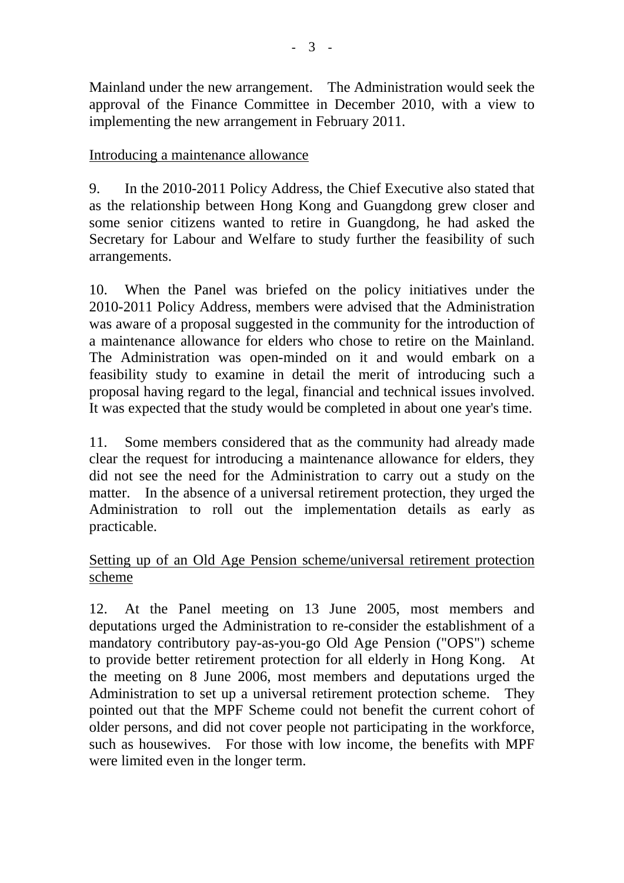Mainland under the new arrangement. The Administration would seek the approval of the Finance Committee in December 2010, with a view to implementing the new arrangement in February 2011.

Introducing a maintenance allowance

9. In the 2010-2011 Policy Address, the Chief Executive also stated that as the relationship between Hong Kong and Guangdong grew closer and some senior citizens wanted to retire in Guangdong, he had asked the Secretary for Labour and Welfare to study further the feasibility of such arrangements.

10. When the Panel was briefed on the policy initiatives under the 2010-2011 Policy Address, members were advised that the Administration was aware of a proposal suggested in the community for the introduction of a maintenance allowance for elders who chose to retire on the Mainland. The Administration was open-minded on it and would embark on a feasibility study to examine in detail the merit of introducing such a proposal having regard to the legal, financial and technical issues involved. It was expected that the study would be completed in about one year's time.

11. Some members considered that as the community had already made clear the request for introducing a maintenance allowance for elders, they did not see the need for the Administration to carry out a study on the matter. In the absence of a universal retirement protection, they urged the Administration to roll out the implementation details as early as practicable.

Setting up of an Old Age Pension scheme/universal retirement protection scheme

12. At the Panel meeting on 13 June 2005, most members and deputations urged the Administration to re-consider the establishment of a mandatory contributory pay-as-you-go Old Age Pension ("OPS") scheme to provide better retirement protection for all elderly in Hong Kong. At the meeting on 8 June 2006, most members and deputations urged the Administration to set up a universal retirement protection scheme. They pointed out that the MPF Scheme could not benefit the current cohort of older persons, and did not cover people not participating in the workforce, such as housewives. For those with low income, the benefits with MPF were limited even in the longer term.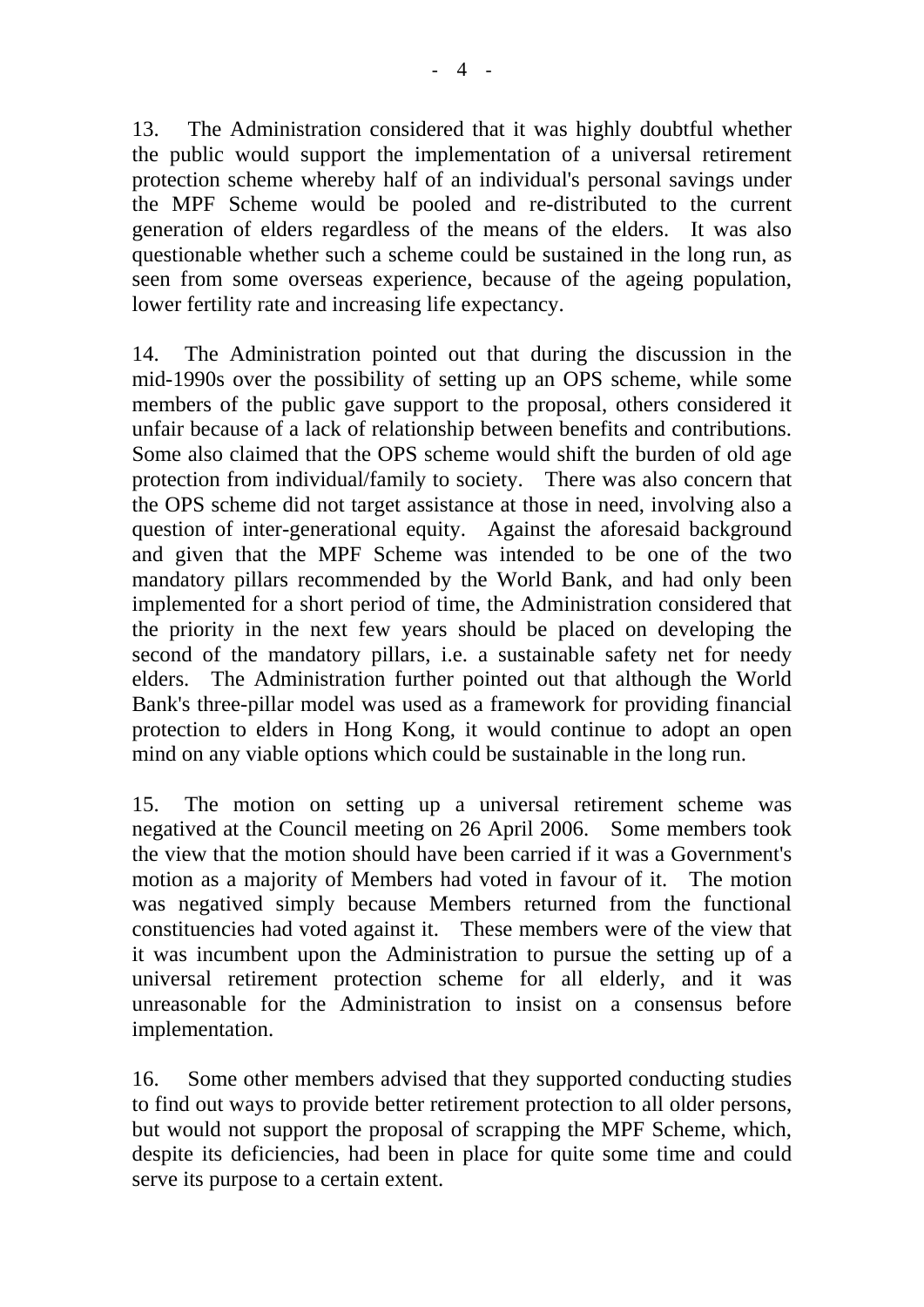13. The Administration considered that it was highly doubtful whether the public would support the implementation of a universal retirement protection scheme whereby half of an individual's personal savings under the MPF Scheme would be pooled and re-distributed to the current generation of elders regardless of the means of the elders. It was also questionable whether such a scheme could be sustained in the long run, as seen from some overseas experience, because of the ageing population, lower fertility rate and increasing life expectancy.

14. The Administration pointed out that during the discussion in the mid-1990s over the possibility of setting up an OPS scheme, while some members of the public gave support to the proposal, others considered it unfair because of a lack of relationship between benefits and contributions. Some also claimed that the OPS scheme would shift the burden of old age protection from individual/family to society. There was also concern that the OPS scheme did not target assistance at those in need, involving also a question of inter-generational equity. Against the aforesaid background and given that the MPF Scheme was intended to be one of the two mandatory pillars recommended by the World Bank, and had only been implemented for a short period of time, the Administration considered that the priority in the next few years should be placed on developing the second of the mandatory pillars, i.e. a sustainable safety net for needy elders. The Administration further pointed out that although the World Bank's three-pillar model was used as a framework for providing financial protection to elders in Hong Kong, it would continue to adopt an open mind on any viable options which could be sustainable in the long run.

15. The motion on setting up a universal retirement scheme was negatived at the Council meeting on 26 April 2006. Some members took the view that the motion should have been carried if it was a Government's motion as a majority of Members had voted in favour of it. The motion was negatived simply because Members returned from the functional constituencies had voted against it. These members were of the view that it was incumbent upon the Administration to pursue the setting up of a universal retirement protection scheme for all elderly, and it was unreasonable for the Administration to insist on a consensus before implementation.

16. Some other members advised that they supported conducting studies to find out ways to provide better retirement protection to all older persons, but would not support the proposal of scrapping the MPF Scheme, which, despite its deficiencies, had been in place for quite some time and could serve its purpose to a certain extent.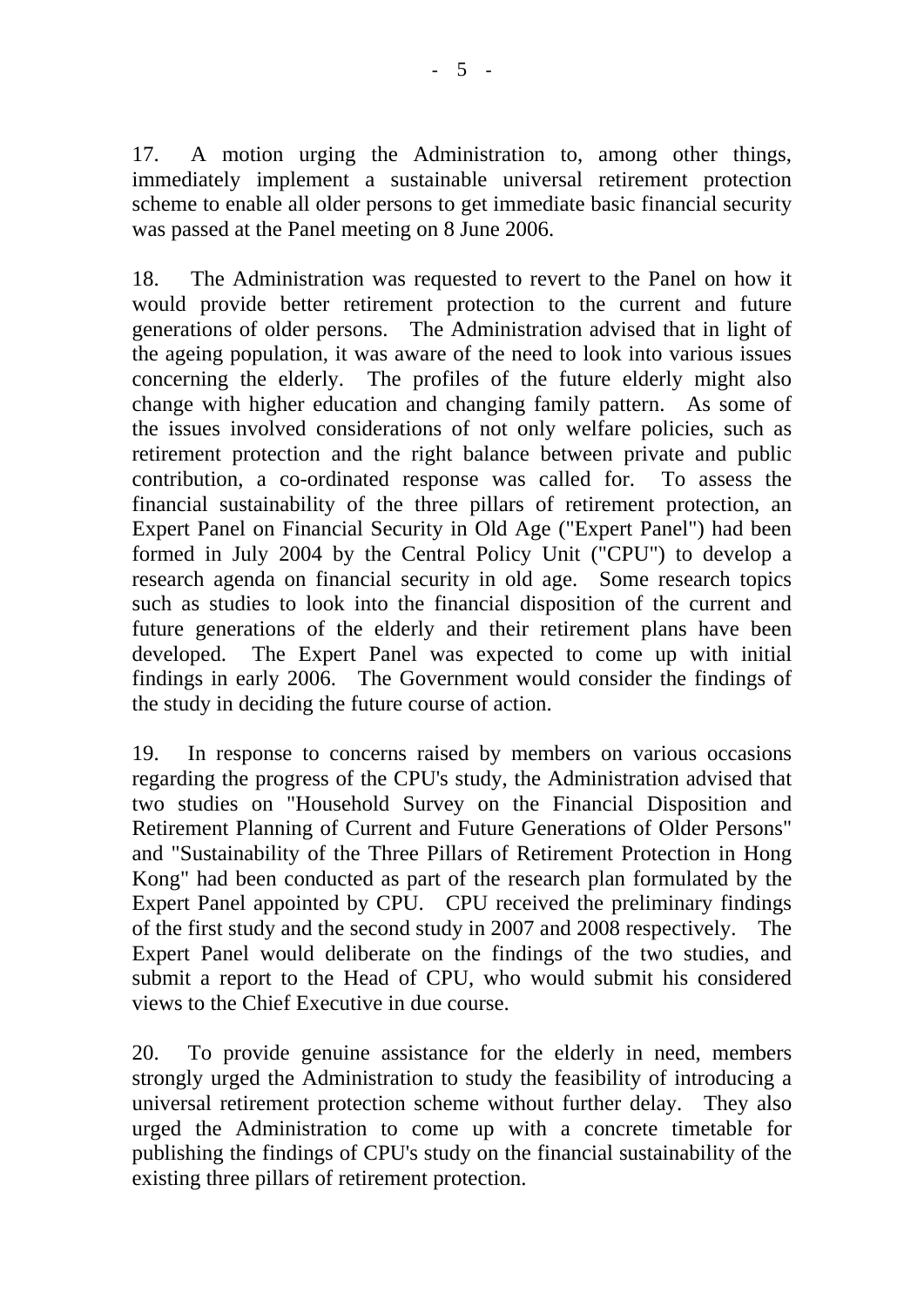17. A motion urging the Administration to, among other things, immediately implement a sustainable universal retirement protection scheme to enable all older persons to get immediate basic financial security was passed at the Panel meeting on 8 June 2006.

18. The Administration was requested to revert to the Panel on how it would provide better retirement protection to the current and future generations of older persons. The Administration advised that in light of the ageing population, it was aware of the need to look into various issues concerning the elderly. The profiles of the future elderly might also change with higher education and changing family pattern. As some of the issues involved considerations of not only welfare policies, such as retirement protection and the right balance between private and public contribution, a co-ordinated response was called for. To assess the financial sustainability of the three pillars of retirement protection, an Expert Panel on Financial Security in Old Age ("Expert Panel") had been formed in July 2004 by the Central Policy Unit ("CPU") to develop a research agenda on financial security in old age. Some research topics such as studies to look into the financial disposition of the current and future generations of the elderly and their retirement plans have been developed. The Expert Panel was expected to come up with initial findings in early 2006. The Government would consider the findings of the study in deciding the future course of action.

19. In response to concerns raised by members on various occasions regarding the progress of the CPU's study, the Administration advised that two studies on "Household Survey on the Financial Disposition and Retirement Planning of Current and Future Generations of Older Persons" and "Sustainability of the Three Pillars of Retirement Protection in Hong Kong" had been conducted as part of the research plan formulated by the Expert Panel appointed by CPU. CPU received the preliminary findings of the first study and the second study in 2007 and 2008 respectively. The Expert Panel would deliberate on the findings of the two studies, and submit a report to the Head of CPU, who would submit his considered views to the Chief Executive in due course.

20. To provide genuine assistance for the elderly in need, members strongly urged the Administration to study the feasibility of introducing a universal retirement protection scheme without further delay. They also urged the Administration to come up with a concrete timetable for publishing the findings of CPU's study on the financial sustainability of the existing three pillars of retirement protection.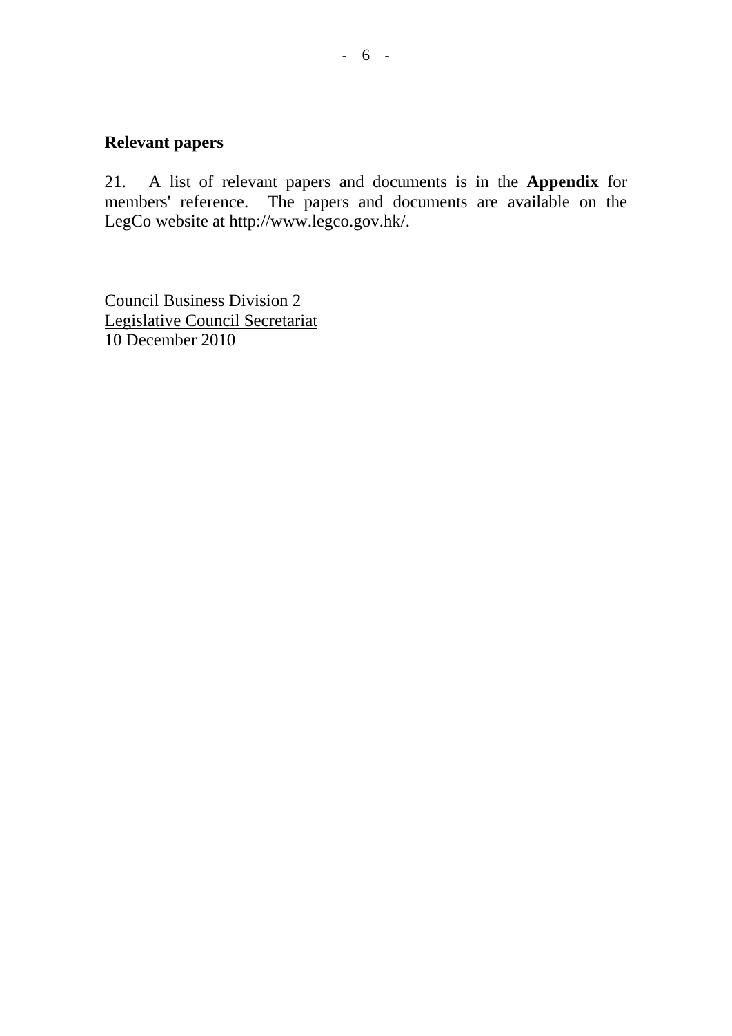## Relevant papers

21. A list of relevant papers and documents is in the **Appendix** for members' reference. The papers and documents are available on the LegCo website at http://www.legco.gov.hk/.

Council Business Division 2
Legislative Council Secretariat
10 December 2010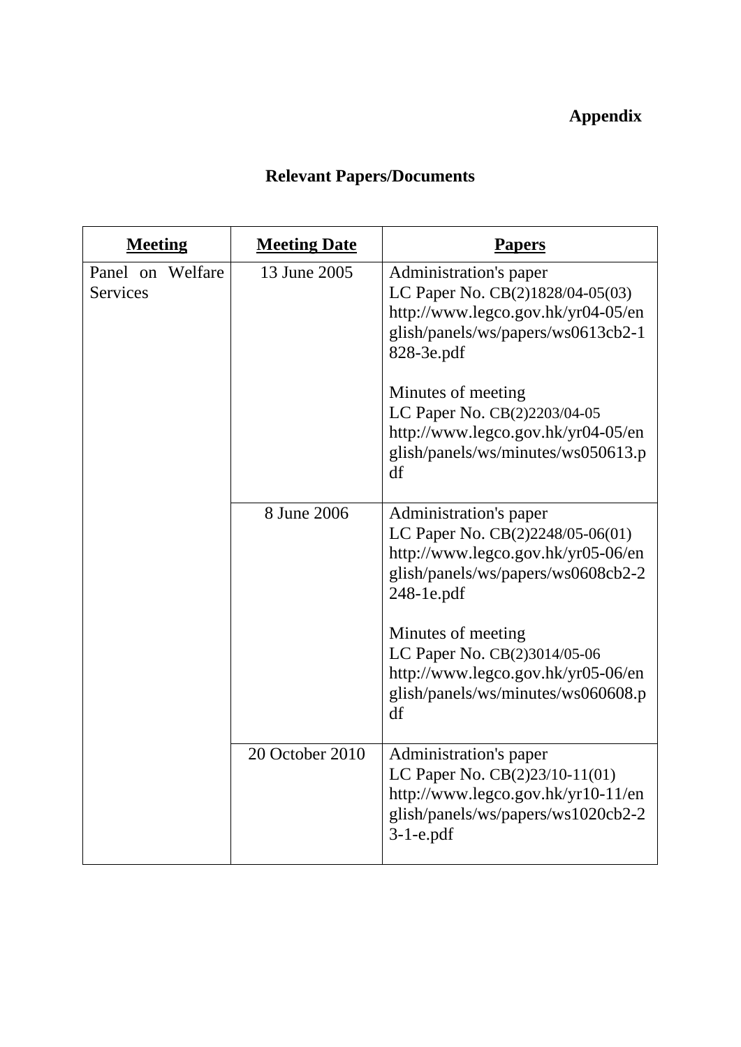**Appendix**

## Relevant Papers/Documents

| **Meeting** | **Meeting Date** | **Papers** |
|---|---|---|
| Panel on Welfare Services | 13 June 2005 | Administration's paper<br>LC Paper No. CB(2)1828/04-05(03)<br>http://www.legco.gov.hk/yr04-05/english/panels/ws/papers/ws0613cb2-1828-3e.pdf<br><br>Minutes of meeting<br>LC Paper No. CB(2)2203/04-05<br>http://www.legco.gov.hk/yr04-05/english/panels/ws/minutes/ws050613.pdf |
| | 8 June 2006 | Administration's paper<br>LC Paper No. CB(2)2248/05-06(01)<br>http://www.legco.gov.hk/yr05-06/english/panels/ws/papers/ws0608cb2-2248-1e.pdf<br><br>Minutes of meeting<br>LC Paper No. CB(2)3014/05-06<br>http://www.legco.gov.hk/yr05-06/english/panels/ws/minutes/ws060608.pdf |
| | 20 October 2010 | Administration's paper<br>LC Paper No. CB(2)23/10-11(01)<br>http://www.legco.gov.hk/yr10-11/english/panels/ws/papers/ws1020cb2-23-1-e.pdf |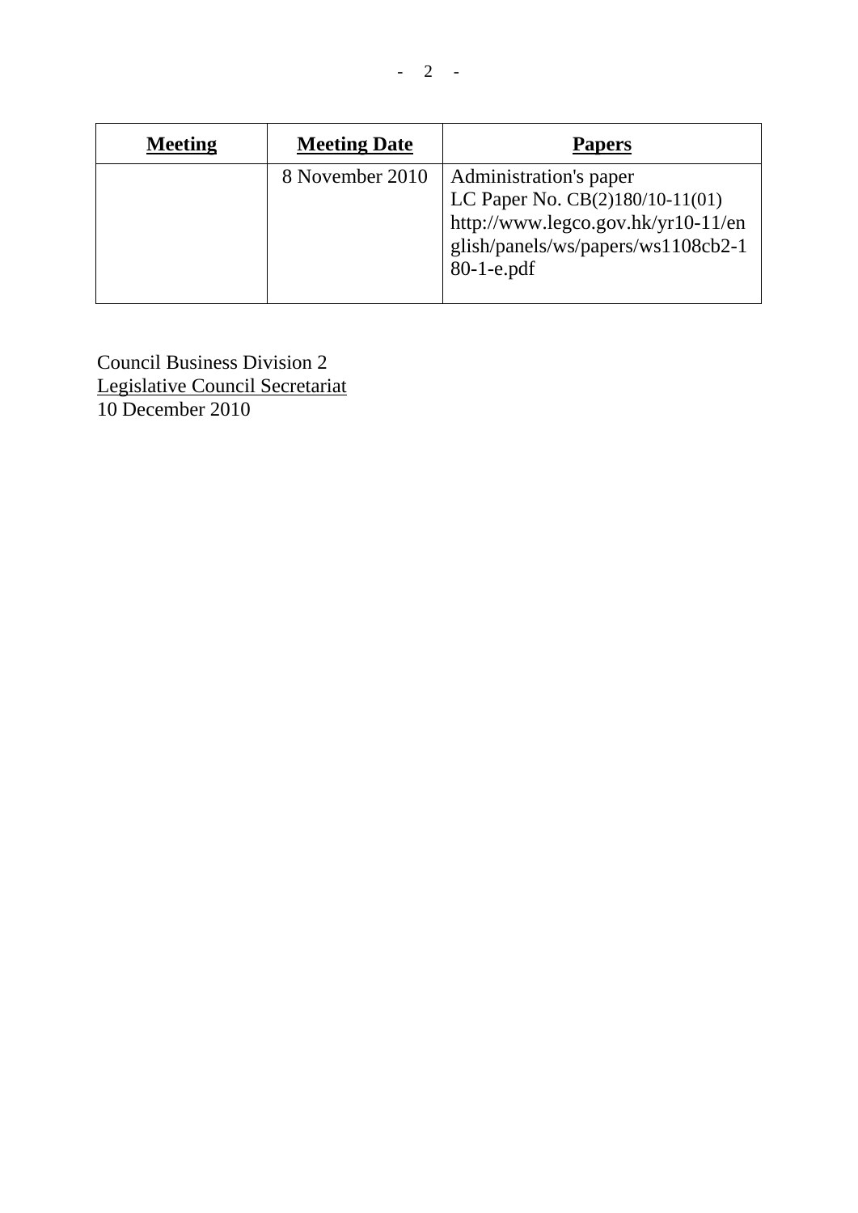| **Meeting** | **Meeting Date** | **Papers** |
|---|---|---|
| | 8 November 2010 | Administration's paper<br>LC Paper No. CB(2)180/10-11(01)<br>http://www.legco.gov.hk/yr10-11/english/panels/ws/papers/ws1108cb2-180-1-e.pdf |

Council Business Division 2
Legislative Council Secretariat
10 December 2010